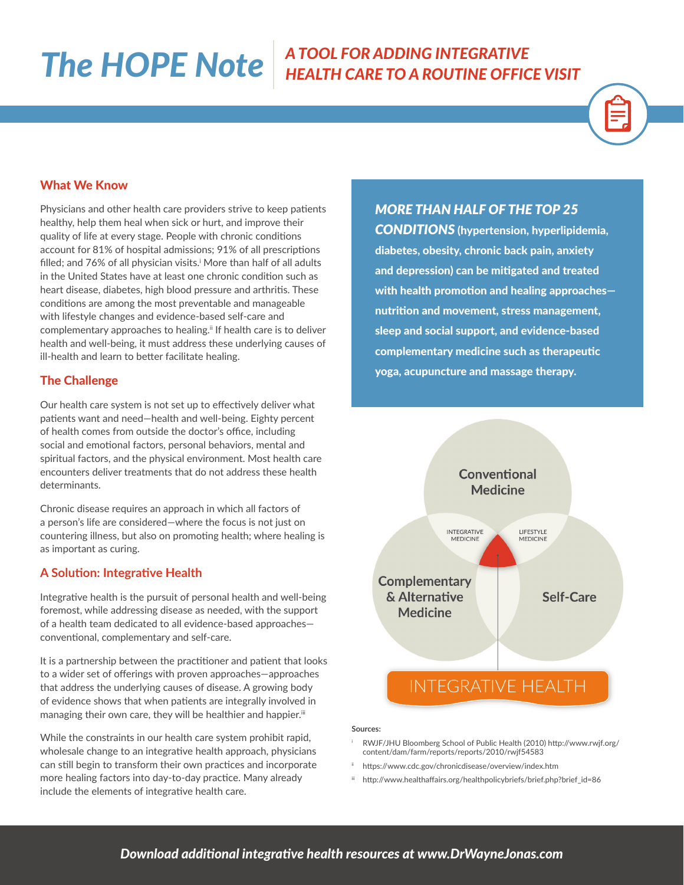# The HOPE Note

## *A TOOL FOR ADDING INTEGRATIVE HEALTH CARE TO A ROUTINE OFFICE VISIT*

### What We Know

Physicians and other health care providers strive to keep patients healthy, help them heal when sick or hurt, and improve their quality of life at every stage. People with chronic conditions account for 81% of hospital admissions; 91% of all prescriptions filled; and 76% of all physician visits.[i] More than half of all adults in the United States have at least one chronic condition such as heart disease, diabetes, high blood pressure and arthritis. These conditions are among the most preventable and manageable with lifestyle changes and evidence-based self-care and complementary approaches to healing.[ii] If health care is to deliver health and well-being, it must address these underlying causes of ill-health and learn to better facilitate healing.

### The Challenge

Our health care system is not set up to effectively deliver what patients want and need—health and well-being. Eighty percent of health comes from outside the doctor's office, including social and emotional factors, personal behaviors, mental and spiritual factors, and the physical environment. Most health care encounters deliver treatments that do not address these health determinants.

Chronic disease requires an approach in which all factors of a person's life are considered—where the focus is not just on countering illness, but also on promoting health; where healing is as important as curing.

### A Solution: Integrative Health

Integrative health is the pursuit of personal health and well-being foremost, while addressing disease as needed, with the support of a health team dedicated to all evidence-based approaches—conventional, complementary and self-care.

It is a partnership between the practitioner and patient that looks to a wider set of offerings with proven approaches—approaches that address the underlying causes of disease. A growing body of evidence shows that when patients are integrally involved in managing their own care, they will be healthier and happier.[iii]

While the constraints in our health care system prohibit rapid, wholesale change to an integrative health approach, physicians can still begin to transform their own practices and incorporate more healing factors into day-to-day practice. Many already include the elements of integrative health care.

***MORE THAN HALF OF THE TOP 25 CONDITIONS*** **(hypertension, hyperlipidemia, diabetes, obesity, chronic back pain, anxiety and depression) can be mitigated and treated with health promotion and healing approaches—nutrition and movement, stress management, sleep and social support, and evidence-based complementary medicine such as therapeutic yoga, acupuncture and massage therapy.**

Conventional Medicine

INTEGRATIVE MEDICINE

LIFESTYLE MEDICINE

Complementary & Alternative Medicine

Self-Care

INTEGRATIVE HEALTH

**Sources:**

- [i] RWJF/JHU Bloomberg School of Public Health (2010) http://www.rwjf.org/content/dam/farm/reports/reports/2010/rwjf54583
- [ii] https://www.cdc.gov/chronicdisease/overview/index.htm
- [iii] http://www.healthaffairs.org/healthpolicybriefs/brief.php?brief_id=86

*Download additional integrative health resources at www.DrWayneJonas.com*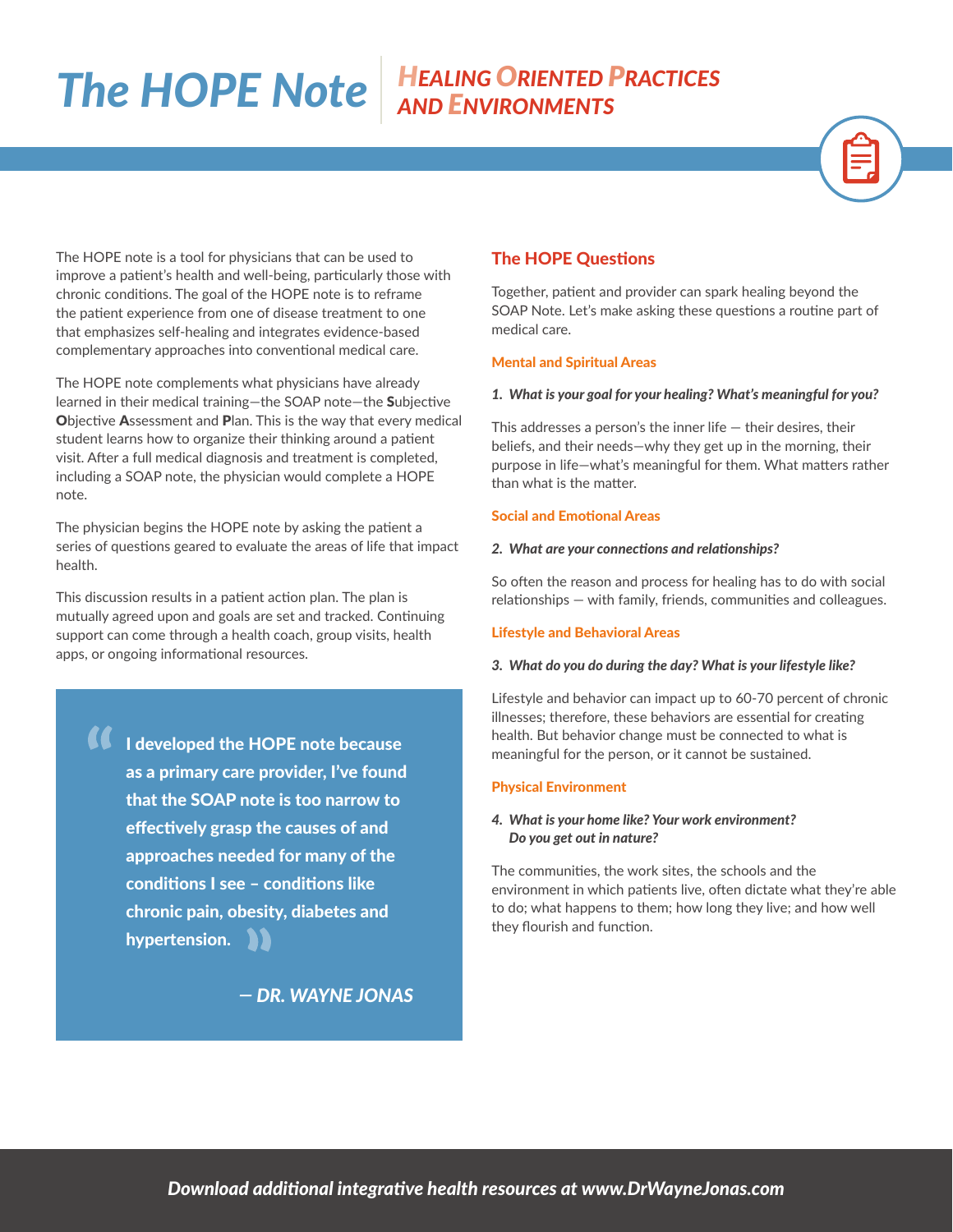# The HOPE Note

## HEALING ORIENTED PRACTICES AND ENVIRONMENTS

The HOPE note is a tool for physicians that can be used to improve a patient's health and well-being, particularly those with chronic conditions. The goal of the HOPE note is to reframe the patient experience from one of disease treatment to one that emphasizes self-healing and integrates evidence-based complementary approaches into conventional medical care.

The HOPE note complements what physicians have already learned in their medical training—the SOAP note—the **S**ubjective **O**bjective **A**ssessment and **P**lan. This is the way that every medical student learns how to organize their thinking around a patient visit. After a full medical diagnosis and treatment is completed, including a SOAP note, the physician would complete a HOPE note.

The physician begins the HOPE note by asking the patient a series of questions geared to evaluate the areas of life that impact health.

This discussion results in a patient action plan. The plan is mutually agreed upon and goals are set and tracked. Continuing support can come through a health coach, group visits, health apps, or ongoing informational resources.

> **"I developed the HOPE note because as a primary care provider, I've found that the SOAP note is too narrow to effectively grasp the causes of and approaches needed for many of the conditions I see – conditions like chronic pain, obesity, diabetes and hypertension."**
>
> *— DR. WAYNE JONAS*

### The HOPE Questions

Together, patient and provider can spark healing beyond the SOAP Note. Let's make asking these questions a routine part of medical care.

#### Mental and Spiritual Areas

***1. What is your goal for your healing? What's meaningful for you?***

This addresses a person's the inner life — their desires, their beliefs, and their needs—why they get up in the morning, their purpose in life—what's meaningful for them. What matters rather than what is the matter.

#### Social and Emotional Areas

***2. What are your connections and relationships?***

So often the reason and process for healing has to do with social relationships — with family, friends, communities and colleagues.

#### Lifestyle and Behavioral Areas

***3. What do you do during the day? What is your lifestyle like?***

Lifestyle and behavior can impact up to 60-70 percent of chronic illnesses; therefore, these behaviors are essential for creating health. But behavior change must be connected to what is meaningful for the person, or it cannot be sustained.

#### Physical Environment

***4. What is your home like? Your work environment? Do you get out in nature?***

The communities, the work sites, the schools and the environment in which patients live, often dictate what they're able to do; what happens to them; how long they live; and how well they flourish and function.

*Download additional integrative health resources at www.DrWayneJonas.com*